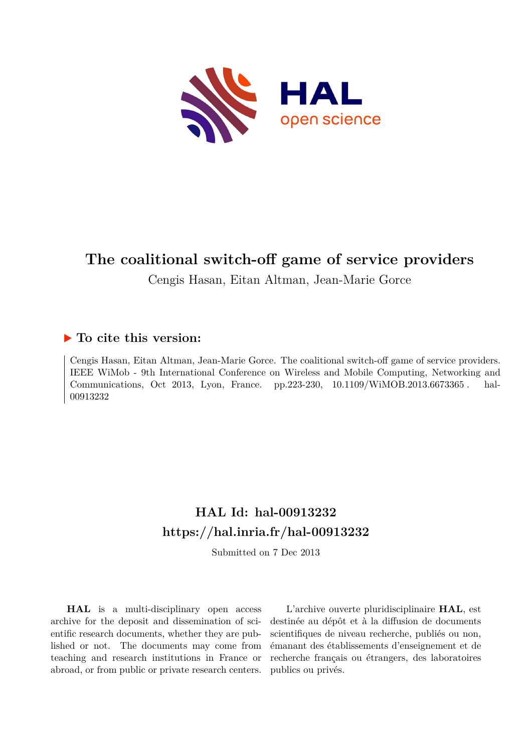# The coalitional switch-off game of service providers

Cengis Hasan, Eitan Altman, Jean-Marie Gorce

## ▶ To cite this version:

Cengis Hasan, Eitan Altman, Jean-Marie Gorce. The coalitional switch-off game of service providers. IEEE WiMob - 9th International Conference on Wireless and Mobile Computing, Networking and Communications, Oct 2013, Lyon, France. pp.223-230, 10.1109/WiMOB.2013.6673365 . hal-00913232

## HAL Id: hal-00913232
## https://hal.inria.fr/hal-00913232

Submitted on 7 Dec 2013

**HAL** is a multi-disciplinary open access archive for the deposit and dissemination of scientific research documents, whether they are published or not. The documents may come from teaching and research institutions in France or abroad, or from public or private research centers.

L'archive ouverte pluridisciplinaire **HAL**, est destinée au dépôt et à la diffusion de documents scientifiques de niveau recherche, publiés ou non, émanant des établissements d'enseignement et de recherche français ou étrangers, des laboratoires publics ou privés.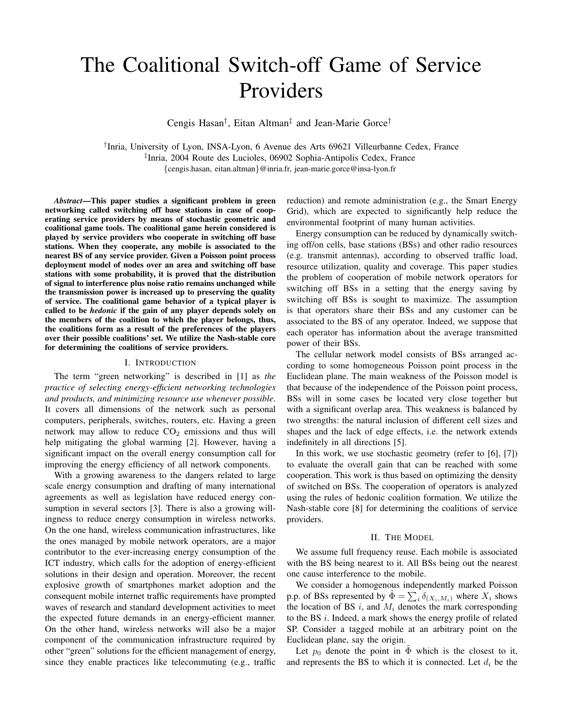# The Coalitional Switch-off Game of Service Providers

Cengis Hasan†, Eitan Altman‡ and Jean-Marie Gorce†

†Inria, University of Lyon, INSA-Lyon, 6 Avenue des Arts 69621 Villeurbanne Cedex, France
‡Inria, 2004 Route des Lucioles, 06902 Sophia-Antipolis Cedex, France
{cengis.hasan, eitan.altman}@inria.fr, jean-marie.gorce@insa-lyon.fr

***Abstract*—This paper studies a significant problem in green networking called switching off base stations in case of cooperating service providers by means of stochastic geometric and coalitional game tools. The coalitional game herein considered is played by service providers who cooperate in switching off base stations. When they cooperate, any mobile is associated to the nearest BS of any service provider. Given a Poisson point process deployment model of nodes over an area and switching off base stations with some probability, it is proved that the distribution of signal to interference plus noise ratio remains unchanged while the transmission power is increased up to preserving the quality of service. The coalitional game behavior of a typical player is called to be *hedonic* if the gain of any player depends solely on the members of the coalition to which the player belongs, thus, the coalitions form as a result of the preferences of the players over their possible coalitions' set. We utilize the Nash-stable core for determining the coalitions of service providers.**

## I. Introduction

The term "green networking" is described in [1] as *the practice of selecting energy-efficient networking technologies and products, and minimizing resource use whenever possible*. It covers all dimensions of the network such as personal computers, peripherals, switches, routers, etc. Having a green network may allow to reduce $CO_2$ emissions and thus will help mitigating the global warming [2]. However, having a significant impact on the overall energy consumption call for improving the energy efficiency of all network components.

With a growing awareness to the dangers related to large scale energy consumption and drafting of many international agreements as well as legislation have reduced energy consumption in several sectors [3]. There is also a growing willingness to reduce energy consumption in wireless networks. On the one hand, wireless communication infrastructures, like the ones managed by mobile network operators, are a major contributor to the ever-increasing energy consumption of the ICT industry, which calls for the adoption of energy-efficient solutions in their design and operation. Moreover, the recent explosive growth of smartphones market adoption and the consequent mobile internet traffic requirements have prompted waves of research and standard development activities to meet the expected future demands in an energy-efficient manner. On the other hand, wireless networks will also be a major component of the communication infrastructure required by other "green" solutions for the efficient management of energy, since they enable practices like telecommuting (e.g., traffic reduction) and remote administration (e.g., the Smart Energy Grid), which are expected to significantly help reduce the environmental footprint of many human activities.

Energy consumption can be reduced by dynamically switching off/on cells, base stations (BSs) and other radio resources (e.g. transmit antennas), according to observed traffic load, resource utilization, quality and coverage. This paper studies the problem of cooperation of mobile network operators for switching off BSs in a setting that the energy saving by switching off BSs is sought to maximize. The assumption is that operators share their BSs and any customer can be associated to the BS of any operator. Indeed, we suppose that each operator has information about the average transmitted power of their BSs.

The cellular network model consists of BSs arranged according to some homogeneous Poisson point process in the Euclidean plane. The main weakness of the Poisson model is that because of the independence of the Poisson point process, BSs will in some cases be located very close together but with a significant overlap area. This weakness is balanced by two strengths: the natural inclusion of different cell sizes and shapes and the lack of edge effects, i.e. the network extends indefinitely in all directions [5].

In this work, we use stochastic geometry (refer to [6], [7]) to evaluate the overall gain that can be reached with some cooperation. This work is thus based on optimizing the density of switched on BSs. The cooperation of operators is analyzed using the rules of hedonic coalition formation. We utilize the Nash-stable core [8] for determining the coalitions of service providers.

## II. The Model

We assume full frequency reuse. Each mobile is associated with the BS being nearest to it. All BSs being out the nearest one cause interference to the mobile.

We consider a homogenous independently marked Poisson p.p. of BSs represented by $\tilde{\Phi} = \sum_i \delta_{(X_i, M_i)}$ where $X_i$ shows the location of BS $i$, and $M_i$ denotes the mark corresponding to the BS $i$. Indeed, a mark shows the energy profile of related SP. Consider a tagged mobile at an arbitrary point on the Euclidean plane, say the origin.

Let $p_0$ denote the point in $\tilde{\Phi}$ which is the closest to it, and represents the BS to which it is connected. Let $d_i$ be the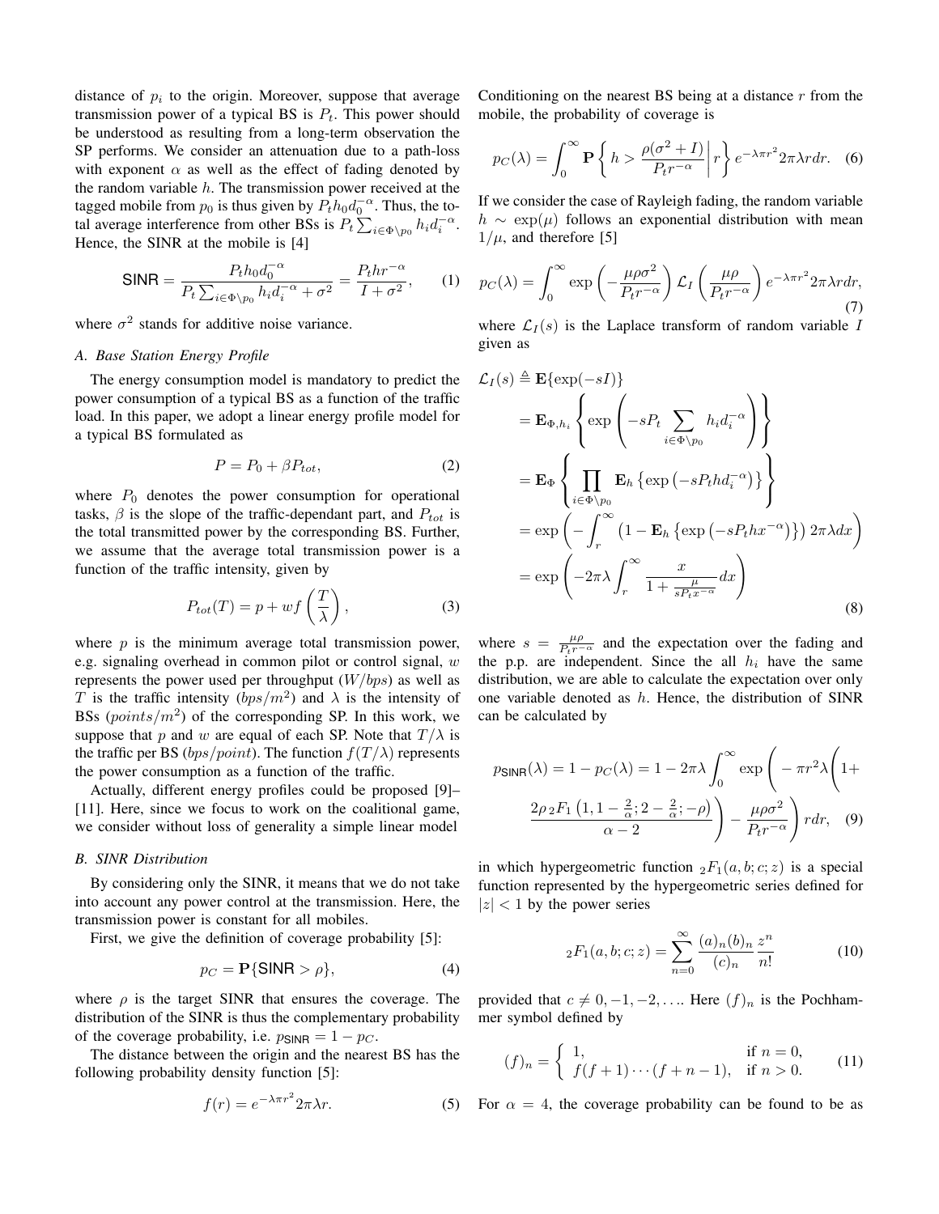distance of $p_i$ to the origin. Moreover, suppose that average transmission power of a typical BS is $P_t$. This power should be understood as resulting from a long-term observation the SP performs. We consider an attenuation due to a path-loss with exponent $\alpha$ as well as the effect of fading denoted by the random variable $h$. The transmission power received at the tagged mobile from $p_0$ is thus given by $P_t h_0 d_0^{-\alpha}$. Thus, the total average interference from other BSs is $P_t \sum_{i \in \Phi \backslash p_0} h_i d_i^{-\alpha}$. Hence, the SINR at the mobile is [4]

$$\mathsf{SINR} = \frac{P_t h_0 d_0^{-\alpha}}{P_t \sum_{i \in \Phi \backslash p_0} h_i d_i^{-\alpha} + \sigma^2} = \frac{P_t h r^{-\alpha}}{I + \sigma^2}, \quad (1)$$

where $\sigma^2$ stands for additive noise variance.

### A. Base Station Energy Profile

The energy consumption model is mandatory to predict the power consumption of a typical BS as a function of the traffic load. In this paper, we adopt a linear energy profile model for a typical BS formulated as

$$P = P_0 + \beta P_{tot}, \quad (2)$$

where $P_0$ denotes the power consumption for operational tasks, $\beta$ is the slope of the traffic-dependant part, and $P_{tot}$ is the total transmitted power by the corresponding BS. Further, we assume that the average total transmission power is a function of the traffic intensity, given by

$$P_{tot}(T) = p + w f\left(\frac{T}{\lambda}\right), \quad (3)$$

where $p$ is the minimum average total transmission power, e.g. signaling overhead in common pilot or control signal, $w$ represents the power used per throughput ($W/bps$) as well as $T$ is the traffic intensity ($bps/m^2$) and $\lambda$ is the intensity of BSs ($points/m^2$) of the corresponding SP. In this work, we suppose that $p$ and $w$ are equal of each SP. Note that $T/\lambda$ is the traffic per BS ($bps/point$). The function $f(T/\lambda)$ represents the power consumption as a function of the traffic.

Actually, different energy profiles could be proposed [9]–[11]. Here, since we focus to work on the coalitional game, we consider without loss of generality a simple linear model

### B. SINR Distribution

By considering only the SINR, it means that we do not take into account any power control at the transmission. Here, the transmission power is constant for all mobiles.

First, we give the definition of coverage probability [5]:

$$p_C = \mathbf{P}\{\mathsf{SINR} > \rho\}, \quad (4)$$

where $\rho$ is the target SINR that ensures the coverage. The distribution of the SINR is thus the complementary probability of the coverage probability, i.e. $p_{\mathsf{SINR}} = 1 - p_C$.

The distance between the origin and the nearest BS has the following probability density function [5]:

$$f(r) = e^{-\lambda \pi r^2} 2\pi\lambda r. \quad (5)$$

Conditioning on the nearest BS being at a distance $r$ from the mobile, the probability of coverage is

$$p_C(\lambda) = \int_0^\infty \mathbf{P}\left\{ h > \frac{\rho(\sigma^2 + I)}{P_t r^{-\alpha}} \middle| r \right\} e^{-\lambda \pi r^2} 2\pi\lambda r dr. \quad (6)$$

If we consider the case of Rayleigh fading, the random variable $h \sim \exp(\mu)$ follows an exponential distribution with mean $1/\mu$, and therefore [5]

$$p_C(\lambda) = \int_0^\infty \exp\left(-\frac{\mu\rho\sigma^2}{P_t r^{-\alpha}}\right) \mathcal{L}_I\left(\frac{\mu\rho}{P_t r^{-\alpha}}\right) e^{-\lambda\pi r^2} 2\pi\lambda r dr, \quad (7)$$

where $\mathcal{L}_I(s)$ is the Laplace transform of random variable $I$ given as

$$\begin{aligned}
\mathcal{L}_I(s) &\triangleq \mathbf{E}\{\exp(-sI)\} \\
&= \mathbf{E}_{\Phi, h_i}\left\{ \exp\left( -sP_t \sum_{i \in \Phi \backslash p_0} h_i d_i^{-\alpha} \right) \right\} \\
&= \mathbf{E}_{\Phi}\left\{ \prod_{i \in \Phi \backslash p_0} \mathbf{E}_h \left\{ \exp\left(-sP_t h d_i^{-\alpha}\right) \right\} \right\} \\
&= \exp\left( -\int_r^\infty \left(1 - \mathbf{E}_h\left\{\exp\left(-sP_t h x^{-\alpha}\right)\right\}\right) 2\pi\lambda dx \right) \\
&= \exp\left( -2\pi\lambda \int_r^\infty \frac{x}{1 + \frac{\mu}{sP_t x^{-\alpha}}} dx \right)
\end{aligned} \quad (8)$$

where $s = \frac{\mu\rho}{P_t r^{-\alpha}}$ and the expectation over the fading and the p.p. are independent. Since the all $h_i$ have the same distribution, we are able to calculate the expectation over only one variable denoted as $h$. Hence, the distribution of SINR can be calculated by

$$p_{\mathsf{SINR}}(\lambda) = 1 - p_C(\lambda) = 1 - 2\pi\lambda \int_0^\infty \exp\Bigg( -\pi r^2 \lambda \Bigg( 1 + \frac{2\rho\, {}_2F_1\left(1, 1 - \frac{2}{\alpha}; 2 - \frac{2}{\alpha}; -\rho\right)}{\alpha - 2} \Bigg) - \frac{\mu\rho\sigma^2}{P_t r^{-\alpha}} \Bigg) r dr, \quad (9)$$

in which hypergeometric function ${}_2F_1(a, b; c; z)$ is a special function represented by the hypergeometric series defined for $|z| < 1$ by the power series

$${}_2F_1(a, b; c; z) = \sum_{n=0}^\infty \frac{(a)_n (b)_n}{(c)_n} \frac{z^n}{n!} \quad (10)$$

provided that $c \neq 0, -1, -2, \ldots$. Here $(f)_n$ is the Pochhammer symbol defined by

$$(f)_n = \begin{cases} 1, & \text{if } n = 0, \\ f(f+1)\cdots(f+n-1), & \text{if } n > 0. \end{cases} \quad (11)$$

For $\alpha = 4$, the coverage probability can be found to be as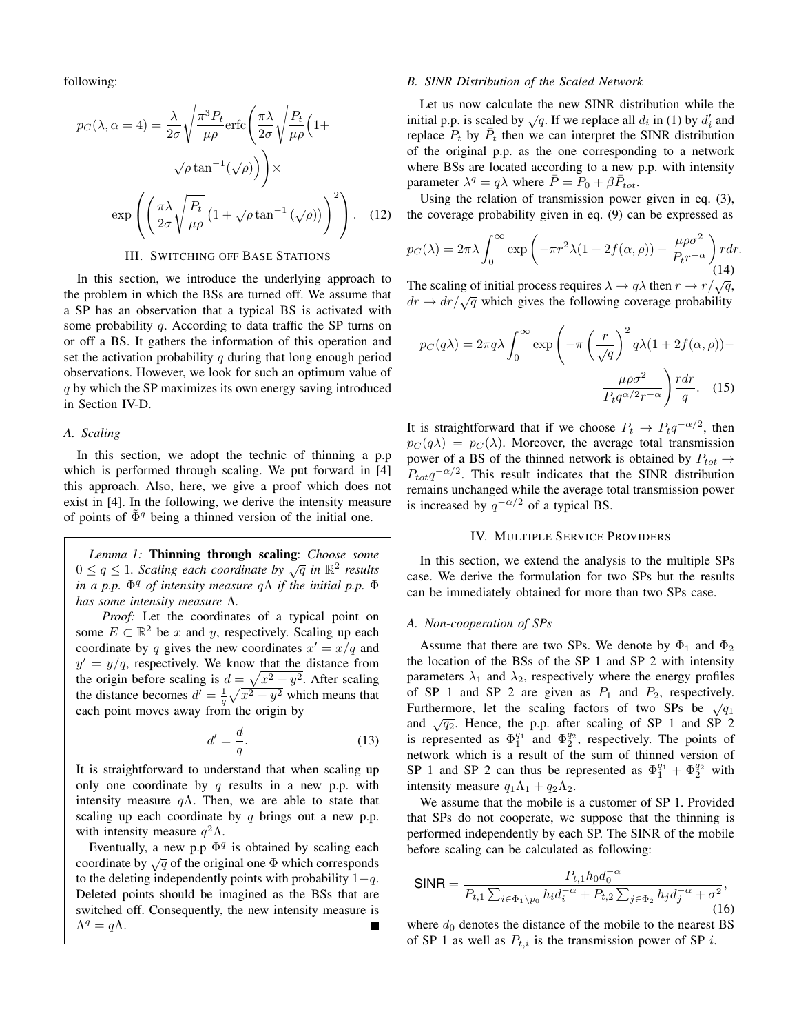following:

$$p_C(\lambda, \alpha = 4) = \frac{\lambda}{2\sigma}\sqrt{\frac{\pi^3 P_t}{\mu\rho}}\mathrm{erfc}\left(\frac{\pi\lambda}{2\sigma}\sqrt{\frac{P_t}{\mu\rho}}\Big(1+\sqrt{\rho}\tan^{-1}(\sqrt{\rho})\Big)\right)\times \exp\left(\left(\frac{\pi\lambda}{2\sigma}\sqrt{\frac{P_t}{\mu\rho}}\left(1+\sqrt{\rho}\tan^{-1}\left(\sqrt{\rho}\right)\right)\right)^2\right). \quad (12)$$

## III. Switching off Base Stations

In this section, we introduce the underlying approach to the problem in which the BSs are turned off. We assume that a SP has an observation that a typical BS is activated with some probability $q$. According to data traffic the SP turns on or off a BS. It gathers the information of this operation and set the activation probability $q$ during that long enough period observations. However, we look for such an optimum value of $q$ by which the SP maximizes its own energy saving introduced in Section IV-D.

### A. Scaling

In this section, we adopt the technic of thinning a p.p which is performed through scaling. We put forward in [4] this approach. Also, here, we give a proof which does not exist in [4]. In the following, we derive the intensity measure of points of $\tilde{\Phi}^q$ being a thinned version of the initial one.

*Lemma 1:* **Thinning through scaling**: *Choose some $0 \leq q \leq 1$. Scaling each coordinate by $\sqrt{q}$ in $\mathbb{R}^2$ results in a p.p. $\Phi^q$ of intensity measure $q\Lambda$ if the initial p.p. $\Phi$ has some intensity measure $\Lambda$.*

*Proof:* Let the coordinates of a typical point on some $E \subset \mathbb{R}^2$ be $x$ and $y$, respectively. Scaling up each coordinate by $q$ gives the new coordinates $x' = x/q$ and $y' = y/q$, respectively. We know that the distance from the origin before scaling is $d = \sqrt{x^2 + y^2}$. After scaling the distance becomes $d' = \frac{1}{q}\sqrt{x^2 + y^2}$ which means that each point moves away from the origin by

$$d' = \frac{d}{q}. \quad (13)$$

It is straightforward to understand that when scaling up only one coordinate by $q$ results in a new p.p. with intensity measure $q\Lambda$. Then, we are able to state that scaling up each coordinate by $q$ brings out a new p.p. with intensity measure $q^2\Lambda$.

Eventually, a new p.p $\Phi^q$ is obtained by scaling each coordinate by $\sqrt{q}$ of the original one $\Phi$ which corresponds to the deleting independently points with probability $1-q$. Deleted points should be imagined as the BSs that are switched off. Consequently, the new intensity measure is $\Lambda^q = q\Lambda$. ∎

### B. SINR Distribution of the Scaled Network

Let us now calculate the new SINR distribution while the initial p.p. is scaled by $\sqrt{q}$. If we replace all $d_i$ in (1) by $d_i'$ and replace $P_t$ by $\bar{P}_t$ then we can interpret the SINR distribution of the original p.p. as the one corresponding to a network where BSs are located according to a new p.p. with intensity parameter $\lambda^q = q\lambda$ where $\bar{P} = P_0 + \beta\bar{P}_{tot}$.

Using the relation of transmission power given in eq. (3), the coverage probability given in eq. (9) can be expressed as

$$p_C(\lambda) = 2\pi\lambda \int_0^\infty \exp\left(-\pi r^2\lambda(1+2f(\alpha,\rho)) - \frac{\mu\rho\sigma^2}{P_t r^{-\alpha}}\right) r dr. \quad (14)$$

The scaling of initial process requires $\lambda \to q\lambda$ then $r \to r/\sqrt{q}$, $dr \to dr/\sqrt{q}$ which gives the following coverage probability

$$p_C(q\lambda) = 2\pi q\lambda \int_0^\infty \exp\left(-\pi\left(\frac{r}{\sqrt{q}}\right)^2 q\lambda(1+2f(\alpha,\rho)) - \frac{\mu\rho\sigma^2}{P_t q^{\alpha/2} r^{-\alpha}}\right)\frac{r dr}{q}. \quad (15)$$

It is straightforward that if we choose $P_t \to P_t q^{-\alpha/2}$, then $p_C(q\lambda) = p_C(\lambda)$. Moreover, the average total transmission power of a BS of the thinned network is obtained by $P_{tot} \to P_{tot} q^{-\alpha/2}$. This result indicates that the SINR distribution remains unchanged while the average total transmission power is increased by $q^{-\alpha/2}$ of a typical BS.

## IV. Multiple Service Providers

In this section, we extend the analysis to the multiple SPs case. We derive the formulation for two SPs but the results can be immediately obtained for more than two SPs case.

### A. Non-cooperation of SPs

Assume that there are two SPs. We denote by $\Phi_1$ and $\Phi_2$ the location of the BSs of the SP 1 and SP 2 with intensity parameters $\lambda_1$ and $\lambda_2$, respectively where the energy profiles of SP 1 and SP 2 are given as $P_1$ and $P_2$, respectively. Furthermore, let the scaling factors of two SPs be $\sqrt{q_1}$ and $\sqrt{q_2}$. Hence, the p.p. after scaling of SP 1 and SP 2 is represented as $\Phi_1^{q_1}$ and $\Phi_2^{q_2}$, respectively. The points of network which is a result of the sum of thinned version of SP 1 and SP 2 can thus be represented as $\Phi_1^{q_1} + \Phi_2^{q_2}$ with intensity measure $q_1\Lambda_1 + q_2\Lambda_2$.

We assume that the mobile is a customer of SP 1. Provided that SPs do not cooperate, we suppose that the thinning is performed independently by each SP. The SINR of the mobile before scaling can be calculated as following:

$$\mathsf{SINR} = \frac{P_{t,1} h_0 d_0^{-\alpha}}{P_{t,1}\sum_{i\in\Phi_1\setminus p_0} h_i d_i^{-\alpha} + P_{t,2}\sum_{j\in\Phi_2} h_j d_j^{-\alpha} + \sigma^2}, \quad (16)$$

where $d_0$ denotes the distance of the mobile to the nearest BS of SP 1 as well as $P_{t,i}$ is the transmission power of SP $i$.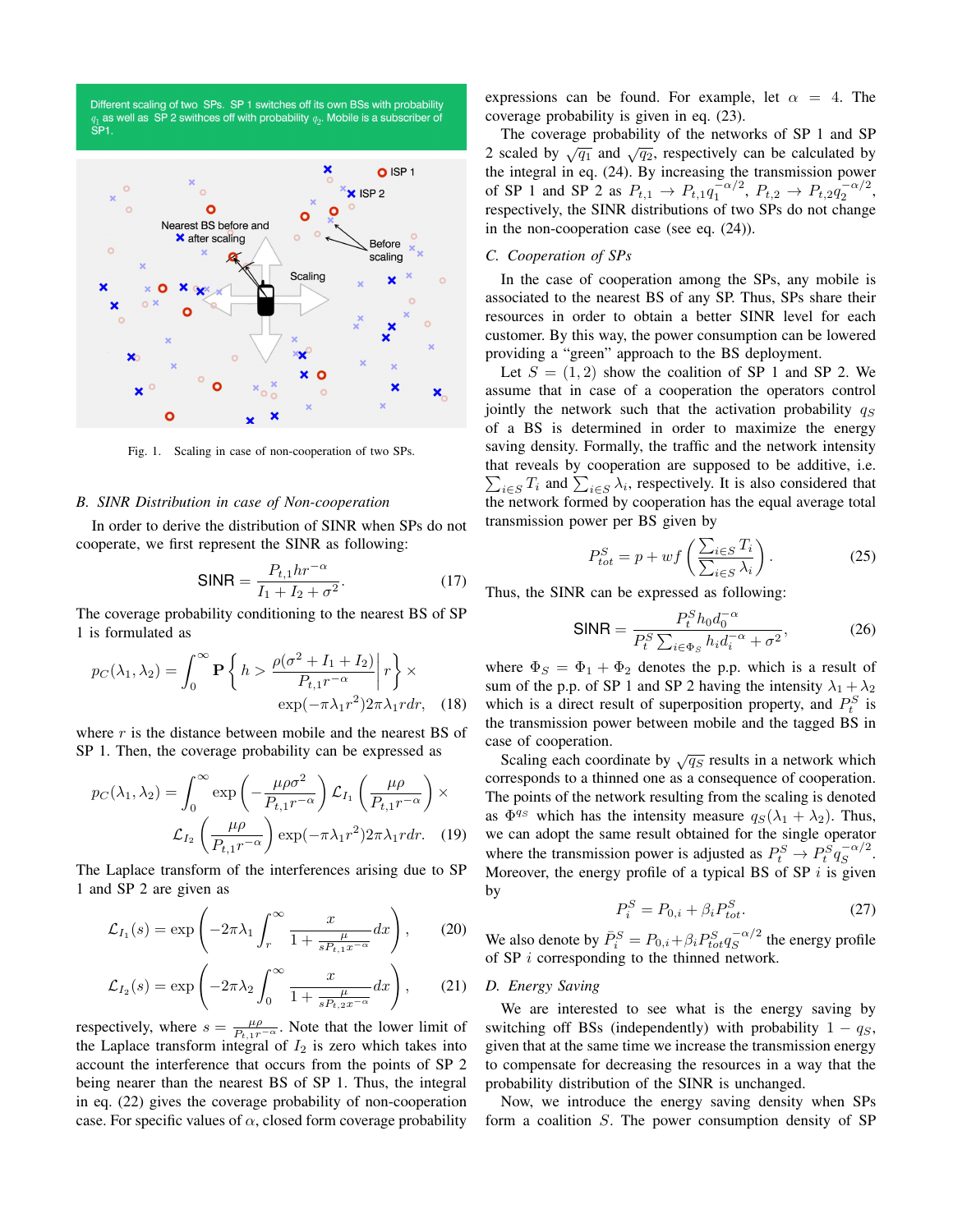Fig. 1. Scaling in case of non-cooperation of two SPs.

### B. SINR Distribution in case of Non-cooperation

In order to derive the distribution of SINR when SPs do not cooperate, we first represent the SINR as following:

$$\mathsf{SINR} = \frac{P_{t,1} h r^{-\alpha}}{I_1 + I_2 + \sigma^2}. \quad (17)$$

The coverage probability conditioning to the nearest BS of SP 1 is formulated as

$$p_C(\lambda_1, \lambda_2) = \int_0^\infty \mathbf{P}\left\{ h > \frac{\rho(\sigma^2 + I_1 + I_2)}{P_{t,1} r^{-\alpha}} \middle| r \right\} \times \exp(-\pi \lambda_1 r^2) 2\pi \lambda_1 r dr, \quad (18)$$

where $r$ is the distance between mobile and the nearest BS of SP 1. Then, the coverage probability can be expressed as

$$p_C(\lambda_1, \lambda_2) = \int_0^\infty \exp\left(-\frac{\mu\rho\sigma^2}{P_{t,1} r^{-\alpha}}\right) \mathcal{L}_{I_1}\left(\frac{\mu\rho}{P_{t,1} r^{-\alpha}}\right) \times \mathcal{L}_{I_2}\left(\frac{\mu\rho}{P_{t,1} r^{-\alpha}}\right) \exp(-\pi\lambda_1 r^2) 2\pi\lambda_1 r dr. \quad (19)$$

The Laplace transform of the interferences arising due to SP 1 and SP 2 are given as

$$\mathcal{L}_{I_1}(s) = \exp\left(-2\pi\lambda_1 \int_r^\infty \frac{x}{1 + \frac{\mu}{s P_{t,1} x^{-\alpha}}} dx\right), \quad (20)$$

$$\mathcal{L}_{I_2}(s) = \exp\left(-2\pi\lambda_2 \int_0^\infty \frac{x}{1 + \frac{\mu}{s P_{t,2} x^{-\alpha}}} dx\right), \quad (21)$$

respectively, where $s = \frac{\mu\rho}{P_{t,1} r^{-\alpha}}$. Note that the lower limit of the Laplace transform integral of $I_2$ is zero which takes into account the interference that occurs from the points of SP 2 being nearer than the nearest BS of SP 1. Thus, the integral in eq. (22) gives the coverage probability of non-cooperation case. For specific values of $\alpha$, closed form coverage probability expressions can be found. For example, let $\alpha = 4$. The coverage probability is given in eq. (23).

The coverage probability of the networks of SP 1 and SP 2 scaled by $\sqrt{q_1}$ and $\sqrt{q_2}$, respectively can be calculated by the integral in eq. (24). By increasing the transmission power of SP 1 and SP 2 as $P_{t,1} \to P_{t,1} q_1^{-\alpha/2}$, $P_{t,2} \to P_{t,2} q_2^{-\alpha/2}$, respectively, the SINR distributions of two SPs do not change in the non-cooperation case (see eq. (24)).

### C. Cooperation of SPs

In the case of cooperation among the SPs, any mobile is associated to the nearest BS of any SP. Thus, SPs share their resources in order to obtain a better SINR level for each customer. By this way, the power consumption can be lowered providing a "green" approach to the BS deployment.

Let $S = (1, 2)$ show the coalition of SP 1 and SP 2. We assume that in case of a cooperation the operators control jointly the network such that the activation probability $q_S$ of a BS is determined in order to maximize the energy saving density. Formally, the traffic and the network intensity that reveals by cooperation are supposed to be additive, i.e. $\sum_{i \in S} T_i$ and $\sum_{i \in S} \lambda_i$, respectively. It is also considered that the network formed by cooperation has the equal average total transmission power per BS given by

$$P_{tot}^S = p + w f\left(\frac{\sum_{i\in S} T_i}{\sum_{i \in S} \lambda_i}\right). \quad (25)$$

Thus, the SINR can be expressed as following:

$$\mathsf{SINR} = \frac{P_t^S h_0 d_0^{-\alpha}}{P_t^S \sum_{i \in \Phi_S} h_i d_i^{-\alpha} + \sigma^2}, \quad (26)$$

where $\Phi_S = \Phi_1 + \Phi_2$ denotes the p.p. which is a result of sum of the p.p. of SP 1 and SP 2 having the intensity $\lambda_1 + \lambda_2$ which is a direct result of superposition property, and $P_t^S$ is the transmission power between mobile and the tagged BS in case of cooperation.

Scaling each coordinate by $\sqrt{q_S}$ results in a network which corresponds to a thinned one as a consequence of cooperation. The points of the network resulting from the scaling is denoted as $\Phi^{q_S}$ which has the intensity measure $q_S(\lambda_1 + \lambda_2)$. Thus, we can adopt the same result obtained for the single operator where the transmission power is adjusted as $P_t^S \to P_t^S q_S^{-\alpha/2}$. Moreover, the energy profile of a typical BS of SP $i$ is given by

$$P_i^S = P_{0,i} + \beta_i P_{tot}^S. \quad (27)$$

We also denote by $\bar{P}_i^S = P_{0,i} + \beta_i P_{tot}^S q_S^{-\alpha/2}$ the energy profile of SP $i$ corresponding to the thinned network.

### D. Energy Saving

We are interested to see what is the energy saving by switching off BSs (independently) with probability $1 - q_S$, given that at the same time we increase the transmission energy to compensate for decreasing the resources in a way that the probability distribution of the SINR is unchanged.

Now, we introduce the energy saving density when SPs form a coalition $S$. The power consumption density of SP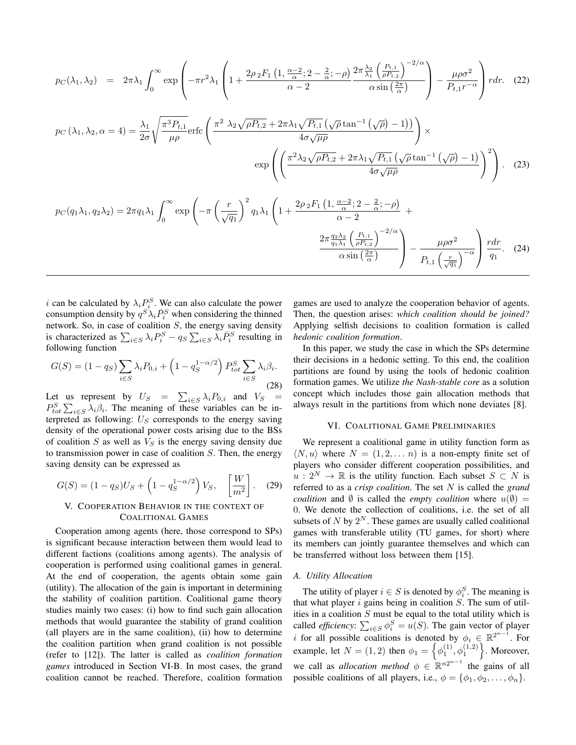$$p_C(\lambda_1,\lambda_2) \;=\; 2\pi\lambda_1\int_0^\infty \exp\left(-\pi r^2\lambda_1\left(1+\frac{2\rho\,{}_2F_1\left(1,\frac{\alpha-2}{\alpha};2-\frac{2}{\alpha};-\rho\right)}{\alpha-2}\frac{2\pi\frac{\lambda_2}{\lambda_1}\left(\frac{P_{t,1}}{\rho P_{t,2}}\right)^{-2/\alpha}}{\alpha\sin\left(\frac{2\pi}{\alpha}\right)}\right)-\frac{\mu\rho\sigma^2}{P_{t,1}r^{-\alpha}}\right)rdr. \quad (22)$$

$$p_C\left(\lambda_1,\lambda_2,\alpha=4\right)=\frac{\lambda_1}{2\sigma}\sqrt{\frac{\pi^3P_{t,1}}{\mu\rho}}\operatorname{erfc}\left(\frac{\pi^2\ \lambda_2\sqrt{\rho P_{t,2}}+2\pi\lambda_1\sqrt{P_{t,1}}\left(\sqrt{\rho}\tan^{-1}\left(\sqrt{\rho}\right)-1\right)}{4\sigma\sqrt{\mu\rho}}\right)\times$$
$$\exp\left(\left(\frac{\pi^2\lambda_2\sqrt{\rho P_{t,2}}+2\pi\lambda_1\sqrt{P_{t,1}}\left(\sqrt{\rho}\tan^{-1}\left(\sqrt{\rho}\right)-1\right)}{4\sigma\sqrt{\mu\rho}}\right)^2\right). \quad (23)$$

$$p_C(q_1\lambda_1,q_2\lambda_2)=2\pi q_1\lambda_1\int_0^\infty \exp\left(-\pi\left(\frac{r}{\sqrt{q_1}}\right)^2 q_1\lambda_1\left(1+\frac{2\rho\,{}_2F_1\left(1,\frac{\alpha-2}{\alpha};2-\frac{2}{\alpha};-\rho\right)}{\alpha-2}+\frac{2\pi\frac{q_2\lambda_2}{q_1\lambda_1}\left(\frac{P_{t,1}}{\rho P_{t,2}}\right)^{-2/\alpha}}{\alpha\sin\left(\frac{2\pi}{\alpha}\right)}\right)-\frac{\mu\rho\sigma^2}{P_{t,1}\left(\frac{r}{\sqrt{q_1}}\right)^{-\alpha}}\right)\frac{rdr}{q_1}. \quad (24)$$

$i$ can be calculated by $\lambda_i P_i^S$. We can also calculate the power consumption density by $q^S\lambda_i\bar{P}_i^S$ when considering the thinned network. So, in case of coalition $S$, the energy saving density is characterized as $\sum_{i\in S}\lambda_i P_i^S - q_S\sum_{i\in S}\lambda_i\bar{P}_i^S$ resulting in following function

$$G(S)=(1-q_S)\sum_{i\in S}\lambda_i P_{0,i}+\left(1-q_S^{1-\alpha/2}\right)P_{tot}^S\sum_{i\in S}\lambda_i\beta_i. \quad (28)$$

Let us represent by $U_S = \sum_{i\in S}\lambda_i P_{0,i}$ and $V_S = P_{tot}^S\sum_{i\in S}\lambda_i\beta_i$. The meaning of these variables can be interpreted as following: $U_S$ corresponds to the energy saving density of the operational power costs arising due to the BSs of coalition $S$ as well as $V_S$ is the energy saving density due to transmission power in case of coalition $S$. Then, the energy saving density can be expressed as

$$G(S)=(1-q_S)U_S+\left(1-q_S^{1-\alpha/2}\right)V_S, \quad \left[\frac{W}{m^2}\right]. \quad (29)$$

## V. Cooperation Behavior in the context of Coalitional Games

Cooperation among agents (here, those correspond to SPs) is significant because interaction between them would lead to different factions (coalitions among agents). The analysis of cooperation is performed using coalitional games in general. At the end of cooperation, the agents obtain some gain (utility). The allocation of the gain is important in determining the stability of coalition partition. Coalitional game theory studies mainly two cases: (i) how to find such gain allocation methods that would guarantee the stability of grand coalition (all players are in the same coalition), (ii) how to determine the coalition partition when grand coalition is not possible (refer to [12]). The latter is called as *coalition formation games* introduced in Section VI-B. In most cases, the grand coalition cannot be reached. Therefore, coalition formation games are used to analyze the cooperation behavior of agents. Then, the question arises: *which coalition should be joined?* Applying selfish decisions to coalition formation is called *hedonic coalition formation*.

In this paper, we study the case in which the SPs determine their decisions in a hedonic setting. To this end, the coalition partitions are found by using the tools of hedonic coalition formation games. We utilize *the Nash-stable core* as a solution concept which includes those gain allocation methods that always result in the partitions from which none deviates [8].

## VI. Coalitional Game Preliminaries

We represent a coalitional game in utility function form as $\langle N, u\rangle$ where $N=(1,2,\dots n)$ is a non-empty finite set of players who consider different cooperation possibilities, and $u: 2^N\to\mathbb{R}$ is the utility function. Each subset $S\subset N$ is referred to as a *crisp coalition*. The set $N$ is called the *grand coalition* and $\emptyset$ is called the *empty coalition* where $u(\emptyset)=0$. We denote the collection of coalitions, i.e. the set of all subsets of $N$ by $2^N$. These games are usually called coalitional games with transferable utility (TU games, for short) where its members can jointly guarantee themselves and which can be transferred without loss between them [15].

### A. Utility Allocation

The utility of player $i\in S$ is denoted by $\phi_i^S$. The meaning is that what player $i$ gains being in coalition $S$. The sum of utilities in a coalition $S$ must be equal to the total utility which is called *efficiency*: $\sum_{i\in S}\phi_i^S=u(S)$. The gain vector of player $i$ for all possible coalitions is denoted by $\phi_i\in\mathbb{R}^{2^{n-1}}$. For example, let $N=(1,2)$ then $\phi_1=\left\{\phi_1^{(1)},\phi_1^{(1,2)}\right\}$. Moreover, we call as *allocation method* $\phi\in\mathbb{R}^{n2^{n-1}}$ the gains of all possible coalitions of all players, i.e., $\phi=\{\phi_1,\phi_2,\dots,\phi_n\}$.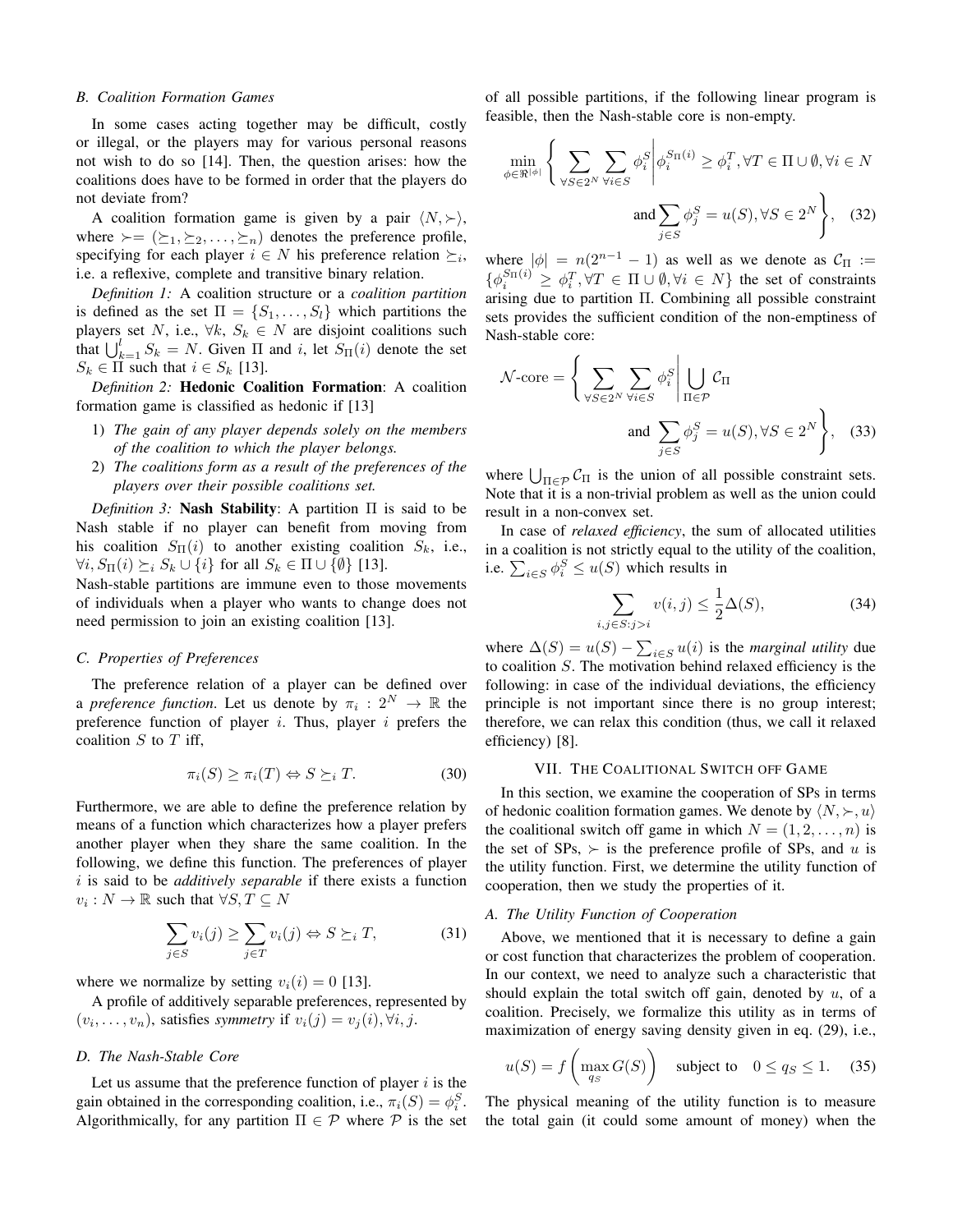### B. Coalition Formation Games

In some cases acting together may be difficult, costly or illegal, or the players may for various personal reasons not wish to do so [14]. Then, the question arises: how the coalitions does have to be formed in order that the players do not deviate from?

A coalition formation game is given by a pair $\langle N, \succ \rangle$, where $\succ = (\succeq_1, \succeq_2, \ldots, \succeq_n)$ denotes the preference profile, specifying for each player $i \in N$ his preference relation $\succeq_i$, i.e. a reflexive, complete and transitive binary relation.

*Definition 1:* A coalition structure or a *coalition partition* is defined as the set $\Pi = \{S_1, \ldots, S_l\}$ which partitions the players set $N$, i.e., $\forall k$, $S_k \in N$ are disjoint coalitions such that $\bigcup_{k=1}^{l} S_k = N$. Given $\Pi$ and $i$, let $S_\Pi(i)$ denote the set $S_k \in \Pi$ such that $i \in S_k$ [13].

*Definition 2:* **Hedonic Coalition Formation**: A coalition formation game is classified as hedonic if [13]

1) *The gain of any player depends solely on the members of the coalition to which the player belongs.*
2) *The coalitions form as a result of the preferences of the players over their possible coalitions set.*

*Definition 3:* **Nash Stability**: A partition $\Pi$ is said to be Nash stable if no player can benefit from moving from his coalition $S_\Pi(i)$ to another existing coalition $S_k$, i.e., $\forall i, S_\Pi(i) \succeq_i S_k \cup \{i\}$ for all $S_k \in \Pi \cup \{\emptyset\}$ [13].

Nash-stable partitions are immune even to those movements of individuals when a player who wants to change does not need permission to join an existing coalition [13].

### C. Properties of Preferences

The preference relation of a player can be defined over a *preference function*. Let us denote by $\pi_i : 2^N \to \mathbb{R}$ the preference function of player $i$. Thus, player $i$ prefers the coalition $S$ to $T$ iff,

$$\pi_i(S) \geq \pi_i(T) \Leftrightarrow S \succeq_i T. \tag{30}$$

Furthermore, we are able to define the preference relation by means of a function which characterizes how a player prefers another player when they share the same coalition. In the following, we define this function. The preferences of player $i$ is said to be *additively separable* if there exists a function $v_i : N \to \mathbb{R}$ such that $\forall S, T \subseteq N$

$$\sum_{j \in S} v_i(j) \geq \sum_{j \in T} v_i(j) \Leftrightarrow S \succeq_i T, \tag{31}$$

where we normalize by setting $v_i(i) = 0$ [13].

A profile of additively separable preferences, represented by $(v_i, \ldots, v_n)$, satisfies *symmetry* if $v_i(j) = v_j(i), \forall i, j$.

### D. The Nash-Stable Core

Let us assume that the preference function of player $i$ is the gain obtained in the corresponding coalition, i.e., $\pi_i(S) = \phi_i^S$. Algorithmically, for any partition $\Pi \in \mathcal{P}$ where $\mathcal{P}$ is the set of all possible partitions, if the following linear program is feasible, then the Nash-stable core is non-empty.

$$\min_{\phi \in \Re^{|\phi|}} \left\{ \sum_{\forall S \in 2^N} \sum_{\forall i \in S} \phi_i^S \middle| \phi_i^{S_\Pi(i)} \geq \phi_i^T, \forall T \in \Pi \cup \emptyset, \forall i \in N \right.$$
$$\left. \text{and} \sum_{j \in S} \phi_j^S = u(S), \forall S \in 2^N \right\}, \tag{32}$$

where $|\phi| = n(2^{n-1} - 1)$ as well as we denote as $\mathcal{C}_\Pi := \{\phi_i^{S_\Pi(i)} \geq \phi_i^T, \forall T \in \Pi \cup \emptyset, \forall i \in N\}$ the set of constraints arising due to partition $\Pi$. Combining all possible constraint sets provides the sufficient condition of the non-emptiness of Nash-stable core:

$$\mathcal{N}\text{-core} = \left\{ \sum_{\forall S \in 2^N} \sum_{\forall i \in S} \phi_i^S \middle| \bigcup_{\Pi \in \mathcal{P}} \mathcal{C}_\Pi \right.$$
$$\left. \text{and} \sum_{j \in S} \phi_j^S = u(S), \forall S \in 2^N \right\}, \tag{33}$$

where $\bigcup_{\Pi \in \mathcal{P}} \mathcal{C}_\Pi$ is the union of all possible constraint sets. Note that it is a non-trivial problem as well as the union could result in a non-convex set.

In case of *relaxed efficiency*, the sum of allocated utilities in a coalition is not strictly equal to the utility of the coalition, i.e. $\sum_{i \in S} \phi_i^S \leq u(S)$ which results in

$$\sum_{i,j \in S: j > i} v(i,j) \leq \frac{1}{2} \Delta(S), \tag{34}$$

where $\Delta(S) = u(S) - \sum_{i \in S} u(i)$ is the *marginal utility* due to coalition $S$. The motivation behind relaxed efficiency is the following: in case of the individual deviations, the efficiency principle is not important since there is no group interest; therefore, we can relax this condition (thus, we call it relaxed efficiency) [8].

## VII. The Coalitional Switch off Game

In this section, we examine the cooperation of SPs in terms of hedonic coalition formation games. We denote by $\langle N, \succ, u \rangle$ the coalitional switch off game in which $N = (1, 2, \ldots, n)$ is the set of SPs, $\succ$ is the preference profile of SPs, and $u$ is the utility function. First, we determine the utility function of cooperation, then we study the properties of it.

### A. The Utility Function of Cooperation

Above, we mentioned that it is necessary to define a gain or cost function that characterizes the problem of cooperation. In our context, we need to analyze such a characteristic that should explain the total switch off gain, denoted by $u$, of a coalition. Precisely, we formalize this utility as in terms of maximization of energy saving density given in eq. (29), i.e.,

$$u(S) = f\left(\max_{q_S} G(S)\right) \quad \text{subject to} \quad 0 \leq q_S \leq 1. \tag{35}$$

The physical meaning of the utility function is to measure the total gain (it could some amount of money) when the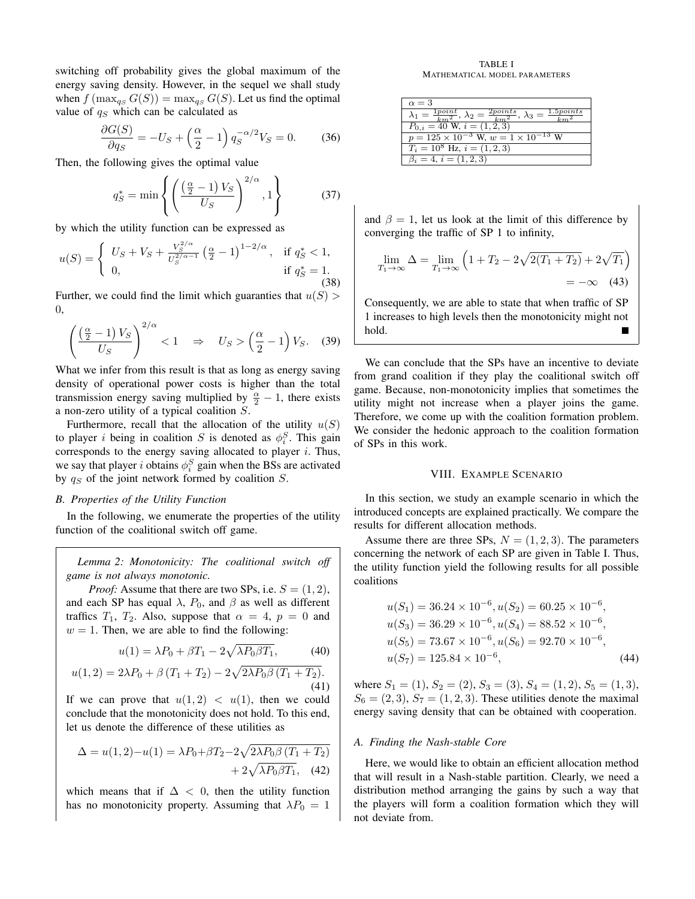switching off probability gives the global maximum of the energy saving density. However, in the sequel we shall study when $f\left(\max_{q_S} G(S)\right) = \max_{q_S} G(S)$. Let us find the optimal value of $q_S$ which can be calculated as

$$\frac{\partial G(S)}{\partial q_S} = -U_S + \left(\frac{\alpha}{2} - 1\right) q_S^{-\alpha/2} V_S = 0. \quad (36)$$

Then, the following gives the optimal value

$$q_S^* = \min\left\{ \left( \frac{\left(\frac{\alpha}{2} - 1\right) V_S}{U_S} \right)^{2/\alpha}, 1 \right\} \quad (37)$$

by which the utility function can be expressed as

$$u(S) = \begin{cases} U_S + V_S + \frac{V_S^{2/\alpha}}{U_S^{2/\alpha - 1}} \left(\frac{\alpha}{2} - 1\right)^{1 - 2/\alpha}, & \text{if } q_S^* < 1, \\ 0, & \text{if } q_S^* = 1. \end{cases} \quad (38)$$

Further, we could find the limit which guaranties that $u(S) > 0$,

$$\left( \frac{\left(\frac{\alpha}{2} - 1\right) V_S}{U_S} \right)^{2/\alpha} < 1 \quad \Rightarrow \quad U_S > \left(\frac{\alpha}{2} - 1\right) V_S. \quad (39)$$

What we infer from this result is that as long as energy saving density of operational power costs is higher than the total transmission energy saving multiplied by $\frac{\alpha}{2} - 1$, there exists a non-zero utility of a typical coalition $S$.

Furthermore, recall that the allocation of the utility $u(S)$ to player $i$ being in coalition $S$ is denoted as $\phi_i^S$. This gain corresponds to the energy saving allocated to player $i$. Thus, we say that player $i$ obtains $\phi_i^S$ gain when the BSs are activated by $q_S$ of the joint network formed by coalition $S$.

### B. Properties of the Utility Function

In the following, we enumerate the properties of the utility function of the coalitional switch off game.

*Lemma 2: Monotonicity: The coalitional switch off game is not always monotonic.*

*Proof:* Assume that there are two SPs, i.e. $S = (1, 2)$, and each SP has equal $\lambda$, $P_0$, and $\beta$ as well as different traffics $T_1$, $T_2$. Also, suppose that $\alpha = 4$, $p = 0$ and $w = 1$. Then, we are able to find the following:

$$u(1) = \lambda P_0 + \beta T_1 - 2\sqrt{\lambda P_0 \beta T_1}, \quad (40)$$

$$u(1,2) = 2\lambda P_0 + \beta\left(T_1 + T_2\right) - 2\sqrt{2\lambda P_0 \beta\left(T_1 + T_2\right)}. \quad (41)$$

If we can prove that $u(1,2) < u(1)$, then we could conclude that the monotonicity does not hold. To this end, let us denote the difference of these utilities as

$$\Delta = u(1,2) - u(1) = \lambda P_0 + \beta T_2 - 2\sqrt{2\lambda P_0 \beta\left(T_1 + T_2\right)} + 2\sqrt{\lambda P_0 \beta T_1}, \quad (42)$$

which means that if $\Delta < 0$, then the utility function has no monotonicity property. Assuming that $\lambda P_0 = 1$ and $\beta = 1$, let us look at the limit of this difference by converging the traffic of SP 1 to infinity,

$$\lim_{T_1 \to \infty} \Delta = \lim_{T_1 \to \infty} \left(1 + T_2 - 2\sqrt{2(T_1 + T_2)} + 2\sqrt{T_1}\right) = -\infty \quad (43)$$

Consequently, we are able to state that when traffic of SP 1 increases to high levels then the monotonicity might not hold. ∎

We can conclude that the SPs have an incentive to deviate from grand coalition if they play the coalitional switch off game. Because, non-monotonicity implies that sometimes the utility might not increase when a player joins the game. Therefore, we come up with the coalition formation problem. We consider the hedonic approach to the coalition formation of SPs in this work.

## VIII. Example Scenario

In this section, we study an example scenario in which the introduced concepts are explained practically. We compare the results for different allocation methods.

Assume there are three SPs, $N = (1, 2, 3)$. The parameters concerning the network of each SP are given in Table I. Thus, the utility function yield the following results for all possible coalitions

TABLE I
Mathematical model parameters

| Parameters |
|---|
| $\alpha = 3$ |
| $\lambda_1 = \frac{1 point}{km^2}$, $\lambda_2 = \frac{2 points}{km^2}$, $\lambda_3 = \frac{1.5 points}{km^2}$ |
| $P_{0,i} = 40$ W, $i = (1, 2, 3)$ |
| $p = 125 \times 10^{-3}$ W, $w = 1 \times 10^{-13}$ W |
| $T_i = 10^8$ Hz, $i = (1, 2, 3)$ |
| $\beta_i = 4$, $i = (1, 2, 3)$ |

$$\begin{aligned} &u(S_1) = 36.24 \times 10^{-6}, u(S_2) = 60.25 \times 10^{-6}, \\ &u(S_3) = 36.29 \times 10^{-6}, u(S_4) = 88.52 \times 10^{-6}, \\ &u(S_5) = 73.67 \times 10^{-6}, u(S_6) = 92.70 \times 10^{-6}, \\ &u(S_7) = 125.84 \times 10^{-6}, \end{aligned} \quad (44)$$

where $S_1 = (1)$, $S_2 = (2)$, $S_3 = (3)$, $S_4 = (1, 2)$, $S_5 = (1, 3)$, $S_6 = (2, 3)$, $S_7 = (1, 2, 3)$. These utilities denote the maximal energy saving density that can be obtained with cooperation.

### A. Finding the Nash-stable Core

Here, we would like to obtain an efficient allocation method that will result in a Nash-stable partition. Clearly, we need a distribution method arranging the gains by such a way that the players will form a coalition formation which they will not deviate from.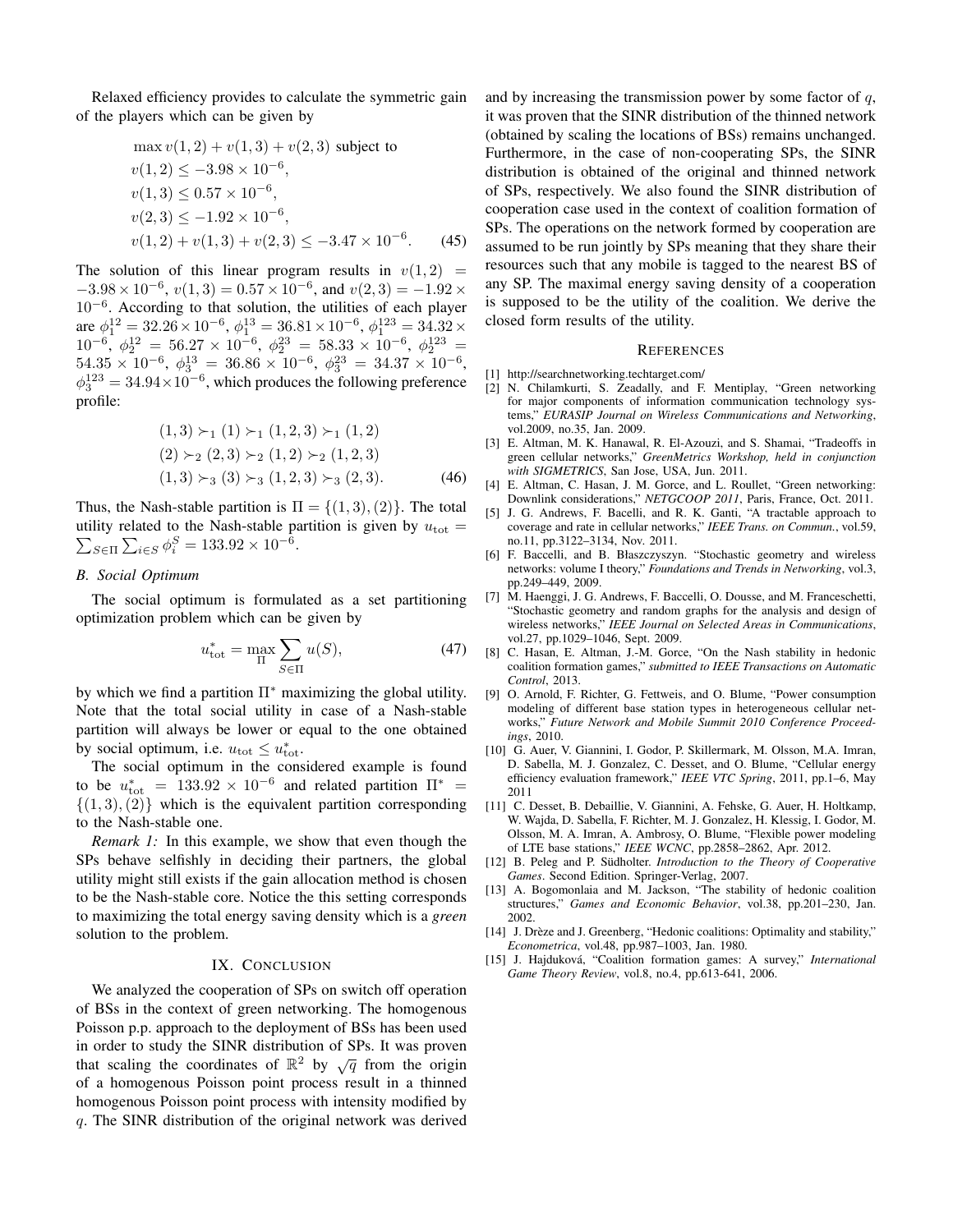Relaxed efficiency provides to calculate the symmetric gain of the players which can be given by

$$
\begin{aligned}
&\max v(1,2) + v(1,3) + v(2,3) \text{ subject to} \\
&v(1,2) \leq -3.98 \times 10^{-6}, \\
&v(1,3) \leq 0.57 \times 10^{-6}, \\
&v(2,3) \leq -1.92 \times 10^{-6}, \\
&v(1,2) + v(1,3) + v(2,3) \leq -3.47 \times 10^{-6}.
\end{aligned} \tag{45}
$$

The solution of this linear program results in $v(1,2) = -3.98 \times 10^{-6}$, $v(1,3) = 0.57 \times 10^{-6}$, and $v(2,3) = -1.92 \times 10^{-6}$. According to that solution, the utilities of each player are $\phi_1^{12} = 32.26 \times 10^{-6}$, $\phi_1^{13} = 36.81 \times 10^{-6}$, $\phi_1^{123} = 34.32 \times 10^{-6}$, $\phi_2^{12} = 56.27 \times 10^{-6}$, $\phi_2^{23} = 58.33 \times 10^{-6}$, $\phi_2^{123} = 54.35 \times 10^{-6}$, $\phi_3^{13} = 36.86 \times 10^{-6}$, $\phi_3^{23} = 34.37 \times 10^{-6}$, $\phi_3^{123} = 34.94 \times 10^{-6}$, which produces the following preference profile:

$$
\begin{aligned}
&(1,3) \succ_1 (1) \succ_1 (1,2,3) \succ_1 (1,2) \\
&(2) \succ_2 (2,3) \succ_2 (1,2) \succ_2 (1,2,3) \\
&(1,3) \succ_3 (3) \succ_3 (1,2,3) \succ_3 (2,3).
\end{aligned} \tag{46}
$$

Thus, the Nash-stable partition is $\Pi = \{(1,3),(2)\}$. The total utility related to the Nash-stable partition is given by $u_{\text{tot}} = \sum_{S \in \Pi} \sum_{i \in S} \phi_i^S = 133.92 \times 10^{-6}$.

### B. Social Optimum

The social optimum is formulated as a set partitioning optimization problem which can be given by

$$
u_{\text{tot}}^* = \max_{\Pi} \sum_{S \in \Pi} u(S), \tag{47}
$$

by which we find a partition $\Pi^*$ maximizing the global utility. Note that the total social utility in case of a Nash-stable partition will always be lower or equal to the one obtained by social optimum, i.e. $u_{\text{tot}} \leq u_{\text{tot}}^*$.

The social optimum in the considered example is found to be $u_{\text{tot}}^* = 133.92 \times 10^{-6}$ and related partition $\Pi^* = \{(1,3),(2)\}$ which is the equivalent partition corresponding to the Nash-stable one.

*Remark 1:* In this example, we show that even though the SPs behave selfishly in deciding their partners, the global utility might still exists if the gain allocation method is chosen to be the Nash-stable core. Notice the this setting corresponds to maximizing the total energy saving density which is a *green* solution to the problem.

## IX. Conclusion

We analyzed the cooperation of SPs on switch off operation of BSs in the context of green networking. The homogenous Poisson p.p. approach to the deployment of BSs has been used in order to study the SINR distribution of SPs. It was proven that scaling the coordinates of $\mathbb{R}^2$ by $\sqrt{q}$ from the origin of a homogenous Poisson point process result in a thinned homogenous Poisson point process with intensity modified by $q$. The SINR distribution of the original network was derived and by increasing the transmission power by some factor of $q$, it was proven that the SINR distribution of the thinned network (obtained by scaling the locations of BSs) remains unchanged. Furthermore, in the case of non-cooperating SPs, the SINR distribution is obtained of the original and thinned network of SPs, respectively. We also found the SINR distribution of cooperation case used in the context of coalition formation of SPs. The operations on the network formed by cooperation are assumed to be run jointly by SPs meaning that they share their resources such that any mobile is tagged to the nearest BS of any SP. The maximal energy saving density of a cooperation is supposed to be the utility of the coalition. We derive the closed form results of the utility.

## References

[1] http://searchnetworking.techtarget.com/

[2] N. Chilamkurti, S. Zeadally, and F. Mentiplay, "Green networking for major components of information communication technology systems," *EURASIP Journal on Wireless Communications and Networking*, vol.2009, no.35, Jan. 2009.

[3] E. Altman, M. K. Hanawal, R. El-Azouzi, and S. Shamai, "Tradeoffs in green cellular networks," *GreenMetrics Workshop, held in conjunction with SIGMETRICS*, San Jose, USA, Jun. 2011.

[4] E. Altman, C. Hasan, J. M. Gorce, and L. Roullet, "Green networking: Downlink considerations," *NETGCOOP 2011*, Paris, France, Oct. 2011.

[5] J. G. Andrews, F. Bacelli, and R. K. Ganti, "A tractable approach to coverage and rate in cellular networks," *IEEE Trans. on Commun.*, vol.59, no.11, pp.3122–3134, Nov. 2011.

[6] F. Baccelli, and B. Błaszczyszyn. "Stochastic geometry and wireless networks: volume I theory," *Foundations and Trends in Networking*, vol.3, pp.249–449, 2009.

[7] M. Haenggi, J. G. Andrews, F. Baccelli, O. Dousse, and M. Franceschetti, "Stochastic geometry and random graphs for the analysis and design of wireless networks," *IEEE Journal on Selected Areas in Communications*, vol.27, pp.1029–1046, Sept. 2009.

[8] C. Hasan, E. Altman, J.-M. Gorce, "On the Nash stability in hedonic coalition formation games," *submitted to IEEE Transactions on Automatic Control*, 2013.

[9] O. Arnold, F. Richter, G. Fettweis, and O. Blume, "Power consumption modeling of different base station types in heterogeneous cellular networks," *Future Network and Mobile Summit 2010 Conference Proceedings*, 2010.

[10] G. Auer, V. Giannini, I. Godor, P. Skillermark, M. Olsson, M.A. Imran, D. Sabella, M. J. Gonzalez, C. Desset, and O. Blume, "Cellular energy efficiency evaluation framework," *IEEE VTC Spring*, 2011, pp.1–6, May 2011

[11] C. Desset, B. Debaillie, V. Giannini, A. Fehske, G. Auer, H. Holtkamp, W. Wajda, D. Sabella, F. Richter, M. J. Gonzalez, H. Klessig, I. Godor, M. Olsson, M. A. Imran, A. Ambrosy, O. Blume, "Flexible power modeling of LTE base stations," *IEEE WCNC*, pp.2858–2862, Apr. 2012.

[12] B. Peleg and P. Südholter. *Introduction to the Theory of Cooperative Games*. Second Edition. Springer-Verlag, 2007.

[13] A. Bogomonlaia and M. Jackson, "The stability of hedonic coalition structures," *Games and Economic Behavior*, vol.38, pp.201–230, Jan. 2002.

[14] J. Drèze and J. Greenberg, "Hedonic coalitions: Optimality and stability," *Econometrica*, vol.48, pp.987–1003, Jan. 1980.

[15] J. Hajduková, "Coalition formation games: A survey," *International Game Theory Review*, vol.8, no.4, pp.613-641, 2006.